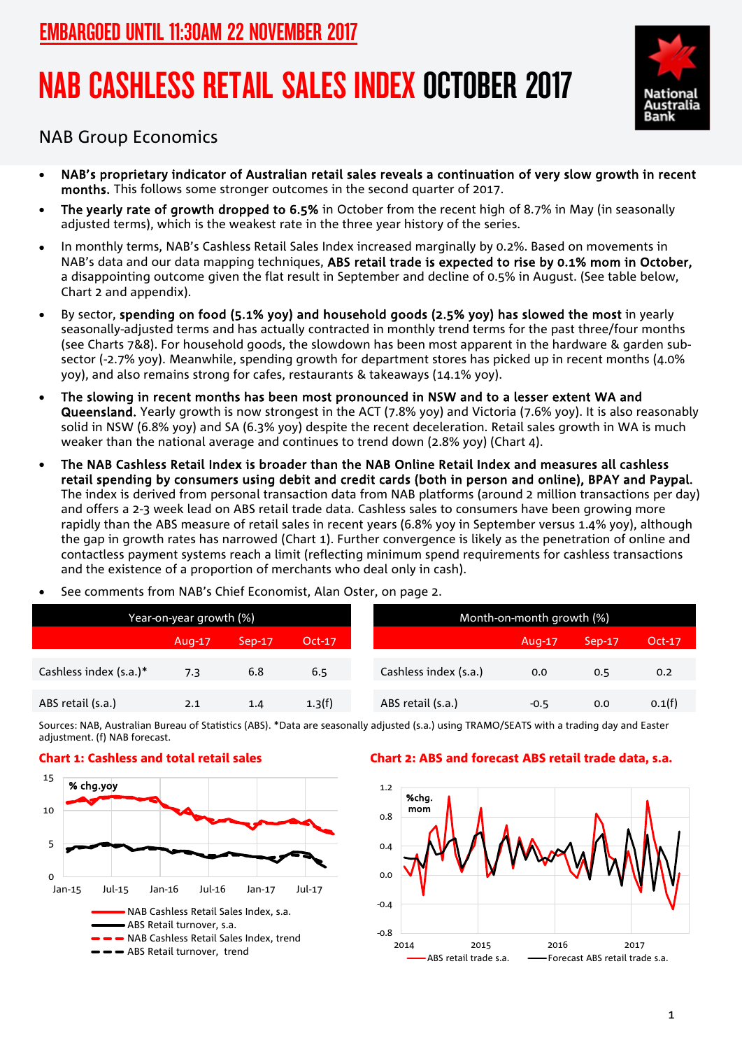EMBARGOED UNTIL 11:30AM 22 NOVEMBER 2017

# NAB CASHLESS RETAIL SALES INDEX OCTOBER 2017

NAB Group Economics

- **NAB's proprietary indicator of Australian retail sales reveals a continuation of very slow growth in recent months.** This follows some stronger outcomes in the second quarter of 2017.
- **The yearly rate of growth dropped to 6.5%** in October from the recent high of 8.7% in May (in seasonally adjusted terms), which is the weakest rate in the three year history of the series.
- In monthly terms, NAB's Cashless Retail Sales Index increased marginally by 0.2%. Based on movements in NAB's data and our data mapping techniques, **ABS retail trade is expected to rise by 0.1% mom in October,** a disappointing outcome given the flat result in September and decline of 0.5% in August. (See table below, Chart 2 and appendix).
- By sector, **spending on food (5.1% yoy) and household goods (2.5% yoy) has slowed the most** in yearly seasonally-adjusted terms and has actually contracted in monthly trend terms for the past three/four months (see Charts 7&8). For household goods, the slowdown has been most apparent in the hardware & garden sub-sector (-2.7% yoy). Meanwhile, spending growth for department stores has picked up in recent months (4.0% yoy), and also remains strong for cafes, restaurants & takeaways (14.1% yoy).
- **The slowing in recent months has been most pronounced in NSW and to a lesser extent WA and Queensland.** Yearly growth is now strongest in the ACT (7.8% yoy) and Victoria (7.6% yoy). It is also reasonably solid in NSW (6.8% yoy) and SA (6.3% yoy) despite the recent deceleration. Retail sales growth in WA is much weaker than the national average and continues to trend down (2.8% yoy) (Chart 4).
- **The NAB Cashless Retail Index is broader than the NAB Online Retail Index and measures all cashless retail spending by consumers using debit and credit cards (both in person and online), BPAY and Paypal.** The index is derived from personal transaction data from NAB platforms (around 2 million transactions per day) and offers a 2-3 week lead on ABS retail trade data. Cashless sales to consumers have been growing more rapidly than the ABS measure of retail sales in recent years (6.8% yoy in September versus 1.4% yoy), although the gap in growth rates has narrowed (Chart 1). Further convergence is likely as the penetration of online and contactless payment systems reach a limit (reflecting minimum spend requirements for cashless transactions and the existence of a proportion of merchants who deal only in cash).
- See comments from NAB's Chief Economist, Alan Oster, on page 2.

| Year-on-year growth (%) | | | |
|---|---|---|---|
| | Aug-17 | Sep-17 | Oct-17 |
| Cashless index (s.a.)* | 7.3 | 6.8 | 6.5 |
| ABS retail (s.a.) | 2.1 | 1.4 | 1.3(f) |

| Month-on-month growth (%) | | | |
|---|---|---|---|
| | Aug-17 | Sep-17 | Oct-17 |
| Cashless index (s.a.) | 0.0 | 0.5 | 0.2 |
| ABS retail (s.a.) | -0.5 | 0.0 | 0.1(f) |

Sources: NAB, Australian Bureau of Statistics (ABS). *Data are seasonally adjusted (s.a.) using TRAMO/SEATS with a trading day and Easter adjustment. (f) NAB forecast.

**Chart 1: Cashless and total retail sales**

**Chart 2: ABS and forecast ABS retail trade data, s.a.**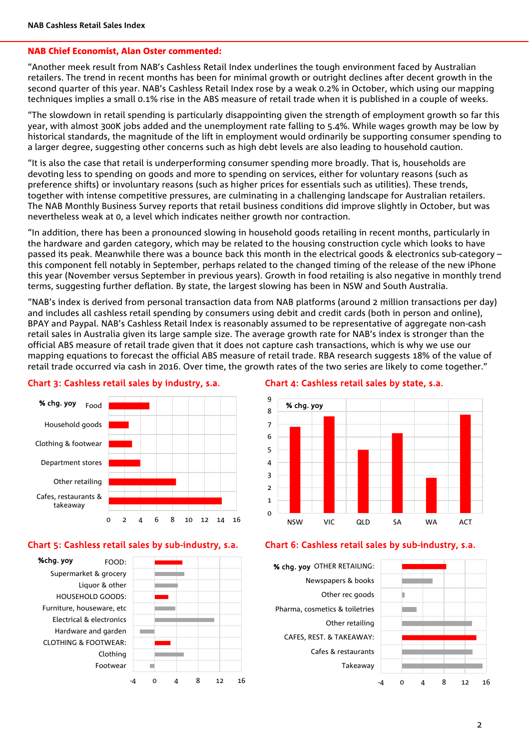**NAB Chief Economist, Alan Oster commented:**

"Another meek result from NAB's Cashless Retail Index underlines the tough environment faced by Australian retailers. The trend in recent months has been for minimal growth or outright declines after decent growth in the second quarter of this year. NAB's Cashless Retail Index rose by a weak 0.2% in October, which using our mapping techniques implies a small 0.1% rise in the ABS measure of retail trade when it is published in a couple of weeks.

"The slowdown in retail spending is particularly disappointing given the strength of employment growth so far this year, with almost 300K jobs added and the unemployment rate falling to 5.4%. While wages growth may be low by historical standards, the magnitude of the lift in employment would ordinarily be supporting consumer spending to a larger degree, suggesting other concerns such as high debt levels are also leading to household caution.

"It is also the case that retail is underperforming consumer spending more broadly. That is, households are devoting less to spending on goods and more to spending on services, either for voluntary reasons (such as preference shifts) or involuntary reasons (such as higher prices for essentials such as utilities). These trends, together with intense competitive pressures, are culminating in a challenging landscape for Australian retailers. The NAB Monthly Business Survey reports that retail business conditions did improve slightly in October, but was nevertheless weak at 0, a level which indicates neither growth nor contraction.

"In addition, there has been a pronounced slowing in household goods retailing in recent months, particularly in the hardware and garden category, which may be related to the housing construction cycle which looks to have passed its peak. Meanwhile there was a bounce back this month in the electrical goods & electronics sub-category – this component fell notably in September, perhaps related to the changed timing of the release of the new iPhone this year (November versus September in previous years). Growth in food retailing is also negative in monthly trend terms, suggesting further deflation. By state, the largest slowing has been in NSW and South Australia.

"NAB's index is derived from personal transaction data from NAB platforms (around 2 million transactions per day) and includes all cashless retail spending by consumers using debit and credit cards (both in person and online), BPAY and Paypal. NAB's Cashless Retail Index is reasonably assumed to be representative of aggregate non-cash retail sales in Australia given its large sample size. The average growth rate for NAB's index is stronger than the official ABS measure of retail trade given that it does not capture cash transactions, which is why we use our mapping equations to forecast the official ABS measure of retail trade. RBA research suggests 18% of the value of retail trade occurred via cash in 2016. Over time, the growth rates of the two series are likely to come together."

**Chart 3: Cashless retail sales by industry, s.a.**

**Chart 4: Cashless retail sales by state, s.a.**

**Chart 5: Cashless retail sales by sub-industry, s.a.**

**Chart 6: Cashless retail sales by sub-industry, s.a.**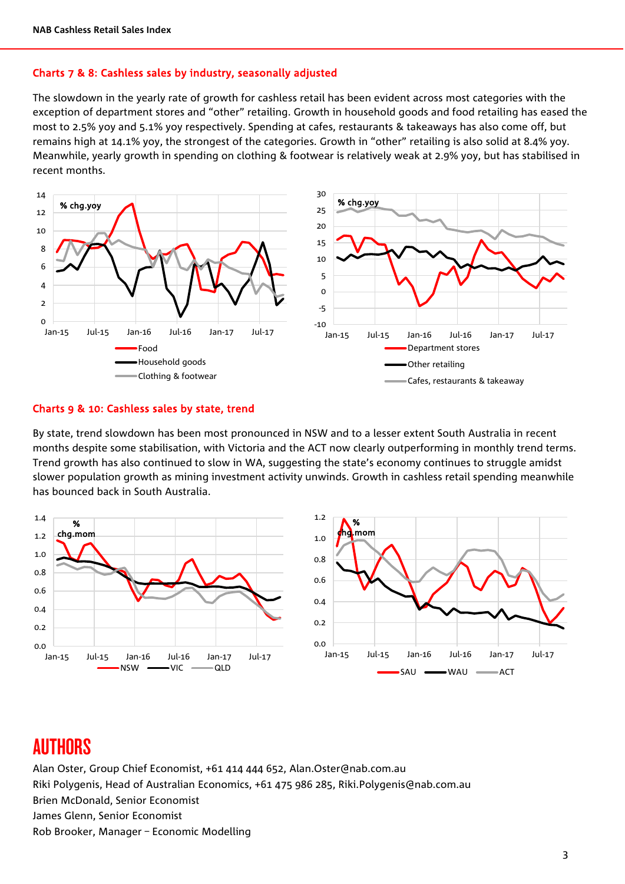## Charts 7 & 8: Cashless sales by industry, seasonally adjusted

The slowdown in the yearly rate of growth for cashless retail has been evident across most categories with the exception of department stores and "other" retailing. Growth in household goods and food retailing has eased the most to 2.5% yoy and 5.1% yoy respectively. Spending at cafes, restaurants & takeaways has also come off, but remains high at 14.1% yoy, the strongest of the categories. Growth in "other" retailing is also solid at 8.4% yoy. Meanwhile, yearly growth in spending on clothing & footwear is relatively weak at 2.9% yoy, but has stabilised in recent months.

## Charts 9 & 10: Cashless sales by state, trend

By state, trend slowdown has been most pronounced in NSW and to a lesser extent South Australia in recent months despite some stabilisation, with Victoria and the ACT now clearly outperforming in monthly trend terms. Trend growth has also continued to slow in WA, suggesting the state's economy continues to struggle amidst slower population growth as mining investment activity unwinds. Growth in cashless retail spending meanwhile has bounced back in South Australia.

# AUTHORS

Alan Oster, Group Chief Economist, +61 414 444 652, Alan.Oster@nab.com.au
Riki Polygenis, Head of Australian Economics, +61 475 986 285, Riki.Polygenis@nab.com.au
Brien McDonald, Senior Economist
James Glenn, Senior Economist
Rob Brooker, Manager – Economic Modelling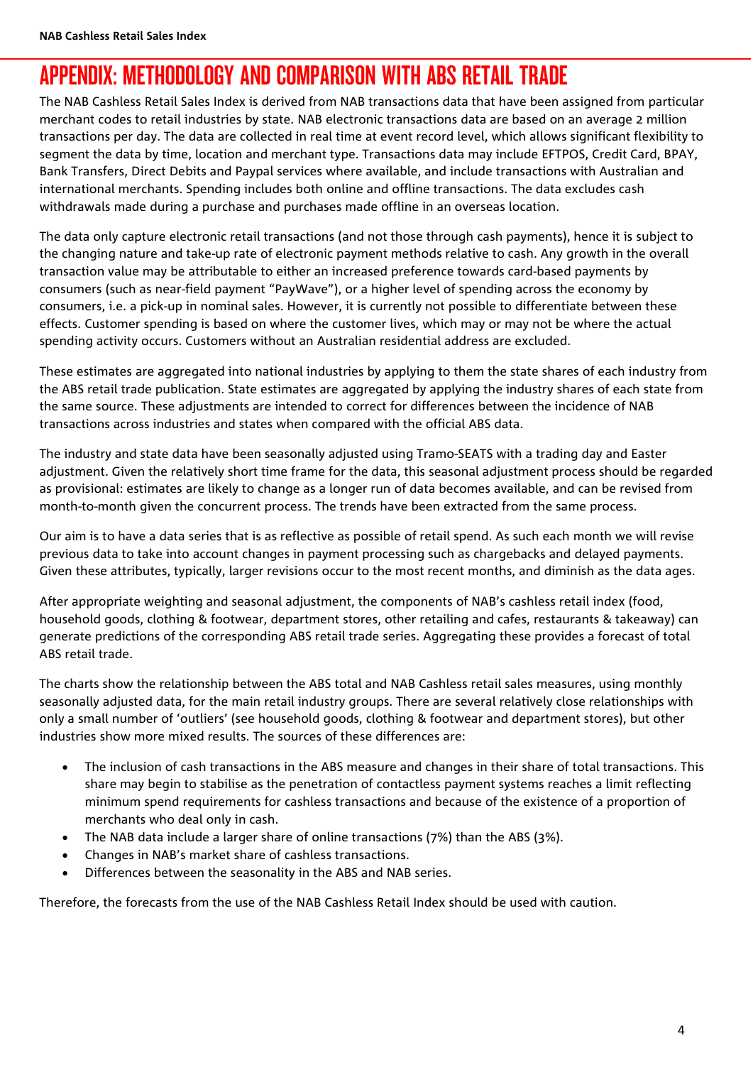# APPENDIX: METHODOLOGY AND COMPARISON WITH ABS RETAIL TRADE

The NAB Cashless Retail Sales Index is derived from NAB transactions data that have been assigned from particular merchant codes to retail industries by state. NAB electronic transactions data are based on an average 2 million transactions per day. The data are collected in real time at event record level, which allows significant flexibility to segment the data by time, location and merchant type. Transactions data may include EFTPOS, Credit Card, BPAY, Bank Transfers, Direct Debits and Paypal services where available, and include transactions with Australian and international merchants. Spending includes both online and offline transactions. The data excludes cash withdrawals made during a purchase and purchases made offline in an overseas location.

The data only capture electronic retail transactions (and not those through cash payments), hence it is subject to the changing nature and take-up rate of electronic payment methods relative to cash. Any growth in the overall transaction value may be attributable to either an increased preference towards card-based payments by consumers (such as near-field payment "PayWave"), or a higher level of spending across the economy by consumers, i.e. a pick-up in nominal sales. However, it is currently not possible to differentiate between these effects. Customer spending is based on where the customer lives, which may or may not be where the actual spending activity occurs. Customers without an Australian residential address are excluded.

These estimates are aggregated into national industries by applying to them the state shares of each industry from the ABS retail trade publication. State estimates are aggregated by applying the industry shares of each state from the same source. These adjustments are intended to correct for differences between the incidence of NAB transactions across industries and states when compared with the official ABS data.

The industry and state data have been seasonally adjusted using Tramo-SEATS with a trading day and Easter adjustment. Given the relatively short time frame for the data, this seasonal adjustment process should be regarded as provisional: estimates are likely to change as a longer run of data becomes available, and can be revised from month-to-month given the concurrent process. The trends have been extracted from the same process.

Our aim is to have a data series that is as reflective as possible of retail spend. As such each month we will revise previous data to take into account changes in payment processing such as chargebacks and delayed payments. Given these attributes, typically, larger revisions occur to the most recent months, and diminish as the data ages.

After appropriate weighting and seasonal adjustment, the components of NAB's cashless retail index (food, household goods, clothing & footwear, department stores, other retailing and cafes, restaurants & takeaway) can generate predictions of the corresponding ABS retail trade series. Aggregating these provides a forecast of total ABS retail trade.

The charts show the relationship between the ABS total and NAB Cashless retail sales measures, using monthly seasonally adjusted data, for the main retail industry groups. There are several relatively close relationships with only a small number of 'outliers' (see household goods, clothing & footwear and department stores), but other industries show more mixed results. The sources of these differences are:

- The inclusion of cash transactions in the ABS measure and changes in their share of total transactions. This share may begin to stabilise as the penetration of contactless payment systems reaches a limit reflecting minimum spend requirements for cashless transactions and because of the existence of a proportion of merchants who deal only in cash.
- The NAB data include a larger share of online transactions (7%) than the ABS (3%).
- Changes in NAB's market share of cashless transactions.
- Differences between the seasonality in the ABS and NAB series.

Therefore, the forecasts from the use of the NAB Cashless Retail Index should be used with caution.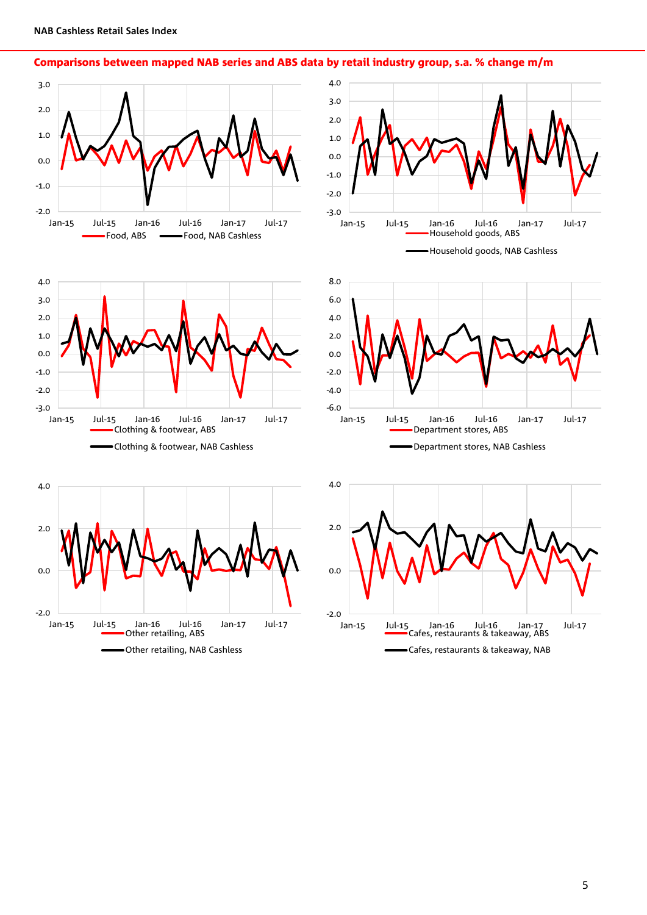## Comparisons between mapped NAB series and ABS data by retail industry group, s.a. % change m/m

Food, ABS — Food, NAB Cashless

Household goods, ABS — Household goods, NAB Cashless

Clothing & footwear, ABS — Clothing & footwear, NAB Cashless

Department stores, ABS — Department stores, NAB Cashless

Other retailing, ABS — Other retailing, NAB Cashless

Cafes, restaurants & takeaway, ABS — Cafes, restaurants & takeaway, NAB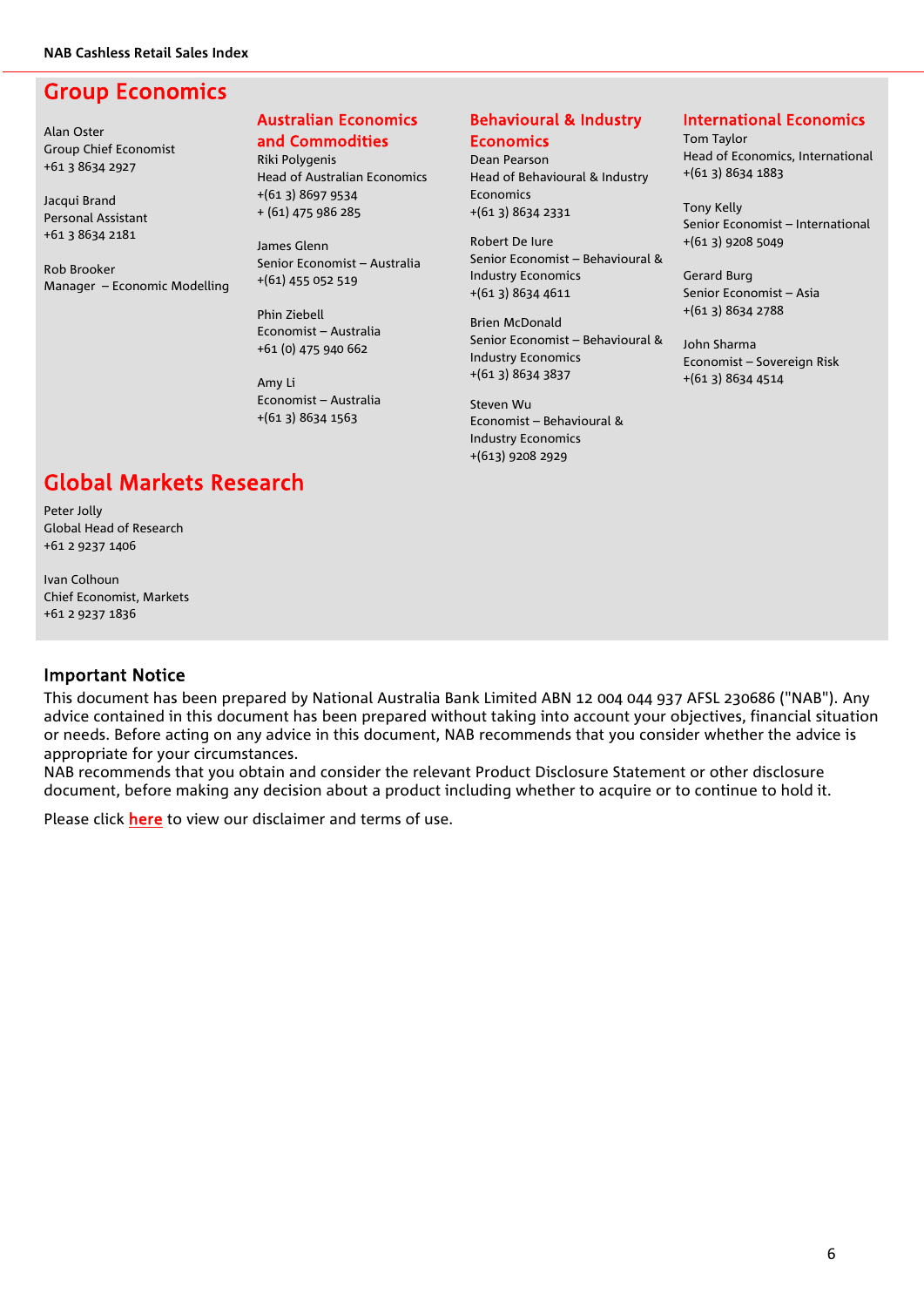# Group Economics

Alan Oster
Group Chief Economist
+61 3 8634 2927

Jacqui Brand
Personal Assistant
+61 3 8634 2181

Rob Brooker
Manager – Economic Modelling

## Australian Economics and Commodities

Riki Polygenis
Head of Australian Economics
+(61 3) 8697 9534
+ (61) 475 986 285

James Glenn
Senior Economist – Australia
+(61) 455 052 519

Phin Ziebell
Economist – Australia
+61 (0) 475 940 662

Amy Li
Economist – Australia
+(61 3) 8634 1563

## Behavioural & Industry Economics

Dean Pearson
Head of Behavioural & Industry Economics
+(61 3) 8634 2331

Robert De Iure
Senior Economist – Behavioural & Industry Economics
+(61 3) 8634 4611

Brien McDonald
Senior Economist – Behavioural & Industry Economics
+(61 3) 8634 3837

Steven Wu
Economist – Behavioural & Industry Economics
+(613) 9208 2929

## International Economics

Tom Taylor
Head of Economics, International
+(61 3) 8634 1883

Tony Kelly
Senior Economist – International
+(61 3) 9208 5049

Gerard Burg
Senior Economist – Asia
+(61 3) 8634 2788

John Sharma
Economist – Sovereign Risk
+(61 3) 8634 4514

# Global Markets Research

Peter Jolly
Global Head of Research
+61 2 9237 1406

Ivan Colhoun
Chief Economist, Markets
+61 2 9237 1836

## Important Notice

This document has been prepared by National Australia Bank Limited ABN 12 004 044 937 AFSL 230686 ("NAB"). Any advice contained in this document has been prepared without taking into account your objectives, financial situation or needs. Before acting on any advice in this document, NAB recommends that you consider whether the advice is appropriate for your circumstances.
NAB recommends that you obtain and consider the relevant Product Disclosure Statement or other disclosure document, before making any decision about a product including whether to acquire or to continue to hold it.

Please click **here** to view our disclaimer and terms of use.